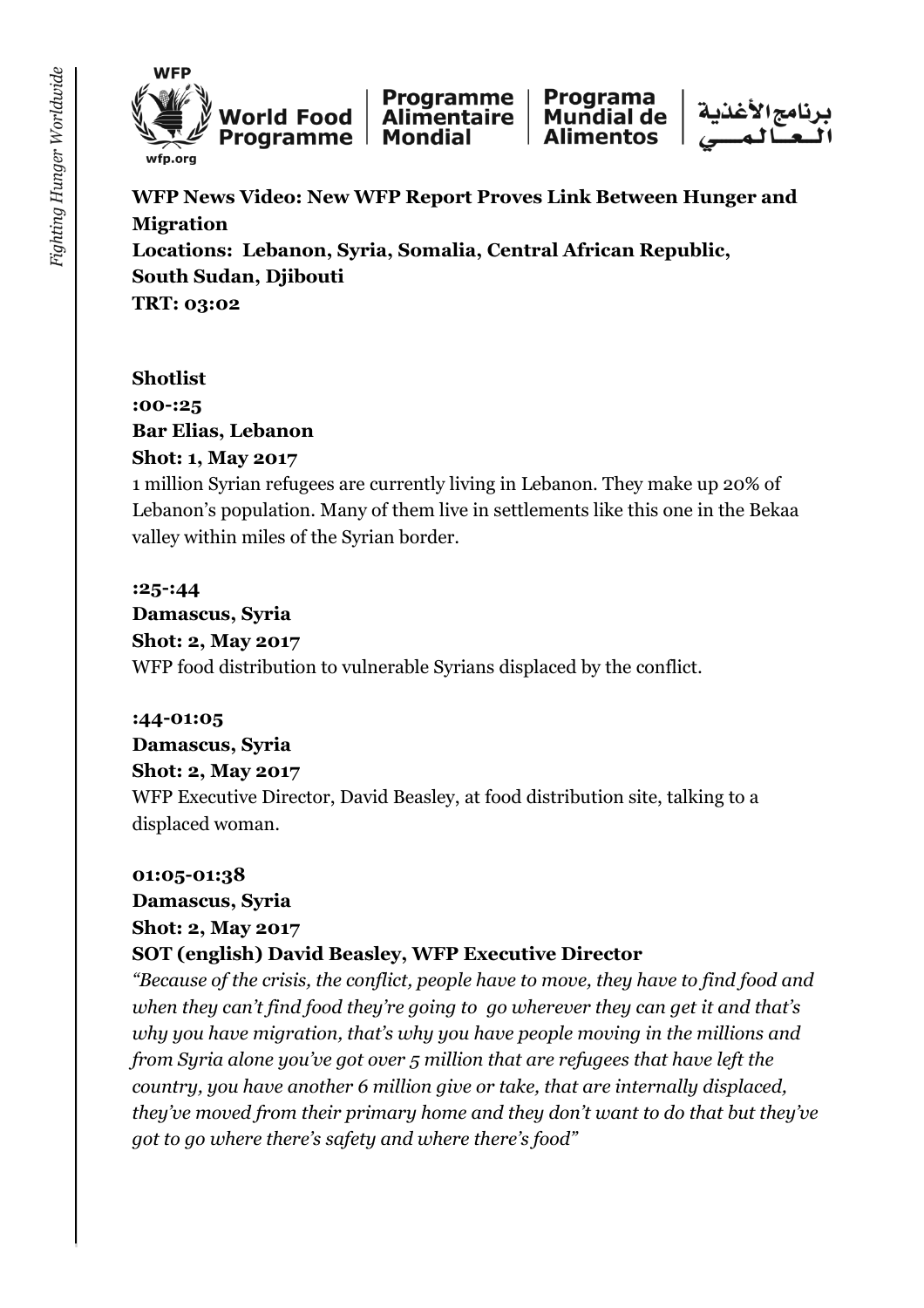WFP

World Food Programme | Programme Alimentaire Mondial | Programa Mundial de Alimentos | برنامج الأغذية العالمي

wfp.org

**WFP News Video: New WFP Report Proves Link Between Hunger and Migration**
**Locations: Lebanon, Syria, Somalia, Central African Republic, South Sudan, Djibouti**
**TRT: 03:02**

**Shotlist**

**:00-:25**
**Bar Elias, Lebanon**
**Shot: 1, May 2017**
1 million Syrian refugees are currently living in Lebanon. They make up 20% of Lebanon's population. Many of them live in settlements like this one in the Bekaa valley within miles of the Syrian border.

**:25-:44**
**Damascus, Syria**
**Shot: 2, May 2017**
WFP food distribution to vulnerable Syrians displaced by the conflict.

**:44-01:05**
**Damascus, Syria**
**Shot: 2, May 2017**
WFP Executive Director, David Beasley, at food distribution site, talking to a displaced woman.

**01:05-01:38**
**Damascus, Syria**
**Shot: 2, May 2017**
**SOT (english) David Beasley, WFP Executive Director**
*"Because of the crisis, the conflict, people have to move, they have to find food and when they can't find food they're going to go wherever they can get it and that's why you have migration, that's why you have people moving in the millions and from Syria alone you've got over 5 million that are refugees that have left the country, you have another 6 million give or take, that are internally displaced, they've moved from their primary home and they don't want to do that but they've got to go where there's safety and where there's food"*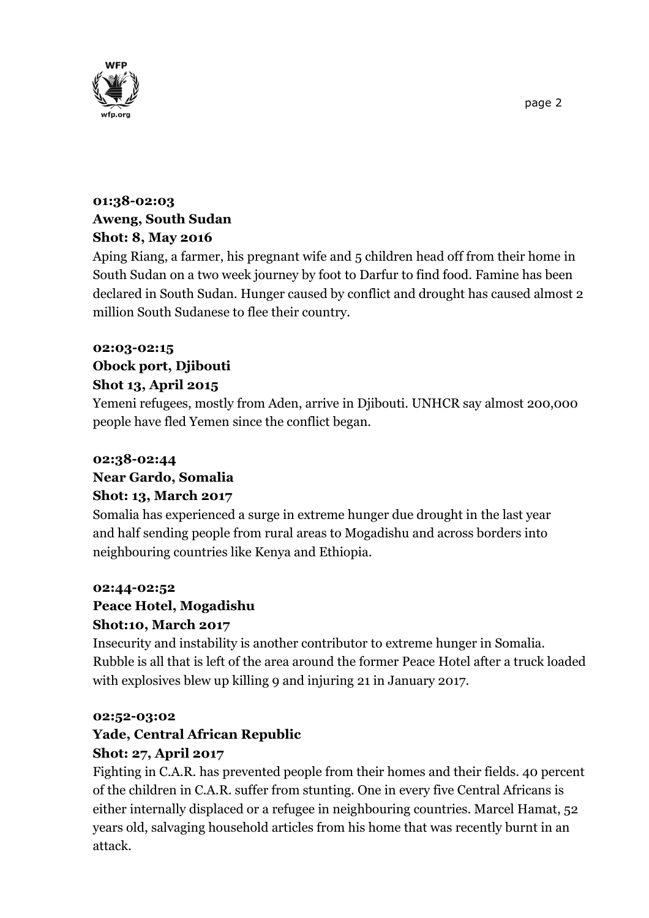**01:38-02:03**
**Aweng, South Sudan**
**Shot: 8, May 2016**

Aping Riang, a farmer, his pregnant wife and 5 children head off from their home in South Sudan on a two week journey by foot to Darfur to find food. Famine has been declared in South Sudan. Hunger caused by conflict and drought has caused almost 2 million South Sudanese to flee their country.

**02:03-02:15**
**Obock port, Djibouti**
**Shot 13, April 2015**

Yemeni refugees, mostly from Aden, arrive in Djibouti. UNHCR say almost 200,000 people have fled Yemen since the conflict began.

**02:38-02:44**
**Near Gardo, Somalia**
**Shot: 13, March 2017**

Somalia has experienced a surge in extreme hunger due drought in the last year and half sending people from rural areas to Mogadishu and across borders into neighbouring countries like Kenya and Ethiopia.

**02:44-02:52**
**Peace Hotel, Mogadishu**
**Shot:10, March 2017**

Insecurity and instability is another contributor to extreme hunger in Somalia. Rubble is all that is left of the area around the former Peace Hotel after a truck loaded with explosives blew up killing 9 and injuring 21 in January 2017.

**02:52-03:02**
**Yade, Central African Republic**
**Shot: 27, April 2017**

Fighting in C.A.R. has prevented people from their homes and their fields. 40 percent of the children in C.A.R. suffer from stunting. One in every five Central Africans is either internally displaced or a refugee in neighbouring countries. Marcel Hamat, 52 years old, salvaging household articles from his home that was recently burnt in an attack.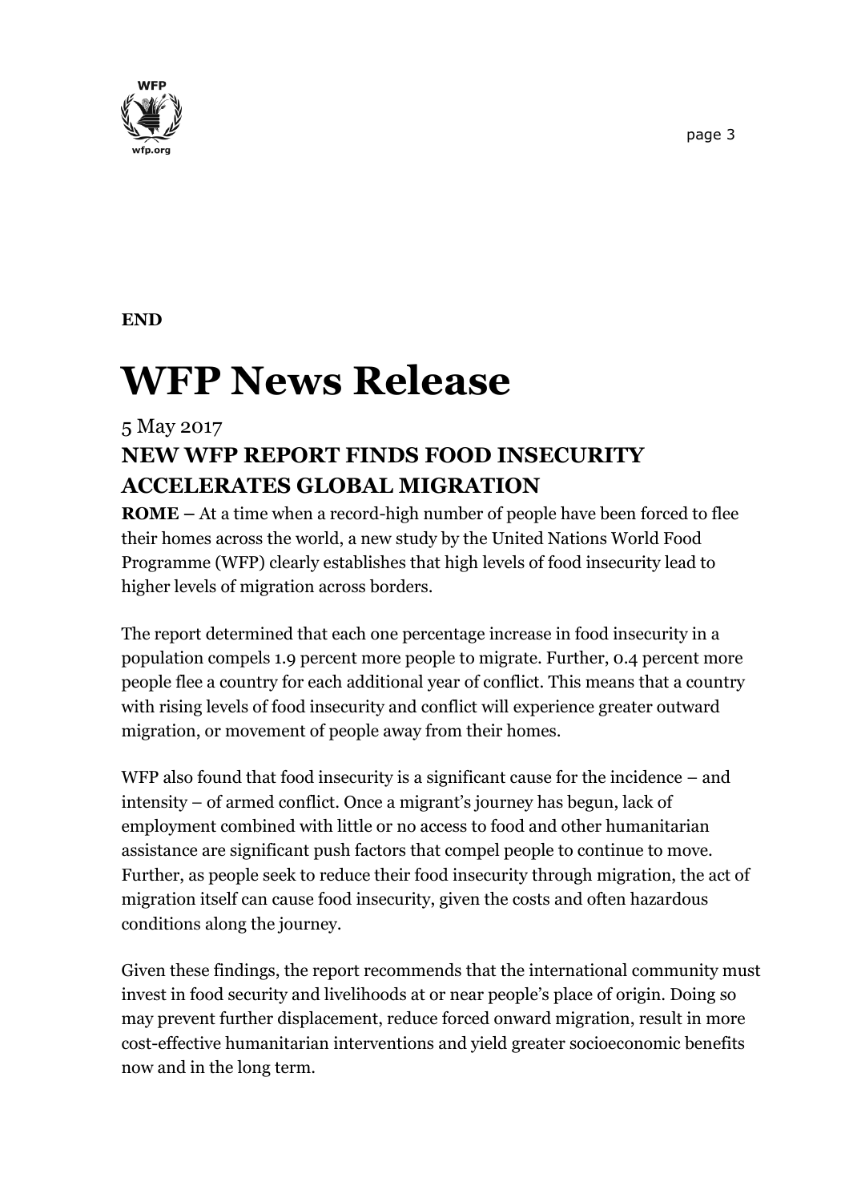**END**

# WFP News Release

5 May 2017

## NEW WFP REPORT FINDS FOOD INSECURITY ACCELERATES GLOBAL MIGRATION

**ROME –** At a time when a record-high number of people have been forced to flee their homes across the world, a new study by the United Nations World Food Programme (WFP) clearly establishes that high levels of food insecurity lead to higher levels of migration across borders.

The report determined that each one percentage increase in food insecurity in a population compels 1.9 percent more people to migrate. Further, 0.4 percent more people flee a country for each additional year of conflict. This means that a country with rising levels of food insecurity and conflict will experience greater outward migration, or movement of people away from their homes.

WFP also found that food insecurity is a significant cause for the incidence – and intensity – of armed conflict. Once a migrant's journey has begun, lack of employment combined with little or no access to food and other humanitarian assistance are significant push factors that compel people to continue to move. Further, as people seek to reduce their food insecurity through migration, the act of migration itself can cause food insecurity, given the costs and often hazardous conditions along the journey.

Given these findings, the report recommends that the international community must invest in food security and livelihoods at or near people's place of origin. Doing so may prevent further displacement, reduce forced onward migration, result in more cost-effective humanitarian interventions and yield greater socioeconomic benefits now and in the long term.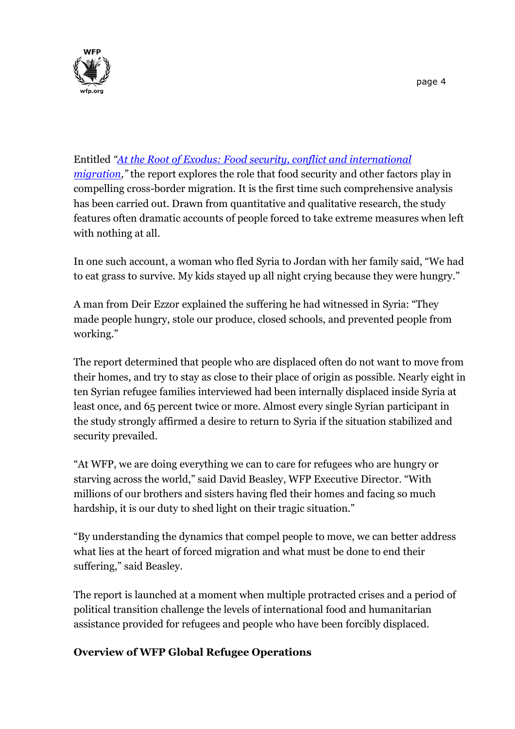Entitled *"[At the Root of Exodus: Food security, conflict and international migration](),"* the report explores the role that food security and other factors play in compelling cross-border migration. It is the first time such comprehensive analysis has been carried out. Drawn from quantitative and qualitative research, the study features often dramatic accounts of people forced to take extreme measures when left with nothing at all.

In one such account, a woman who fled Syria to Jordan with her family said, "We had to eat grass to survive. My kids stayed up all night crying because they were hungry."

A man from Deir Ezzor explained the suffering he had witnessed in Syria: "They made people hungry, stole our produce, closed schools, and prevented people from working."

The report determined that people who are displaced often do not want to move from their homes, and try to stay as close to their place of origin as possible. Nearly eight in ten Syrian refugee families interviewed had been internally displaced inside Syria at least once, and 65 percent twice or more. Almost every single Syrian participant in the study strongly affirmed a desire to return to Syria if the situation stabilized and security prevailed.

"At WFP, we are doing everything we can to care for refugees who are hungry or starving across the world," said David Beasley, WFP Executive Director. "With millions of our brothers and sisters having fled their homes and facing so much hardship, it is our duty to shed light on their tragic situation."

"By understanding the dynamics that compel people to move, we can better address what lies at the heart of forced migration and what must be done to end their suffering," said Beasley.

The report is launched at a moment when multiple protracted crises and a period of political transition challenge the levels of international food and humanitarian assistance provided for refugees and people who have been forcibly displaced.

**Overview of WFP Global Refugee Operations**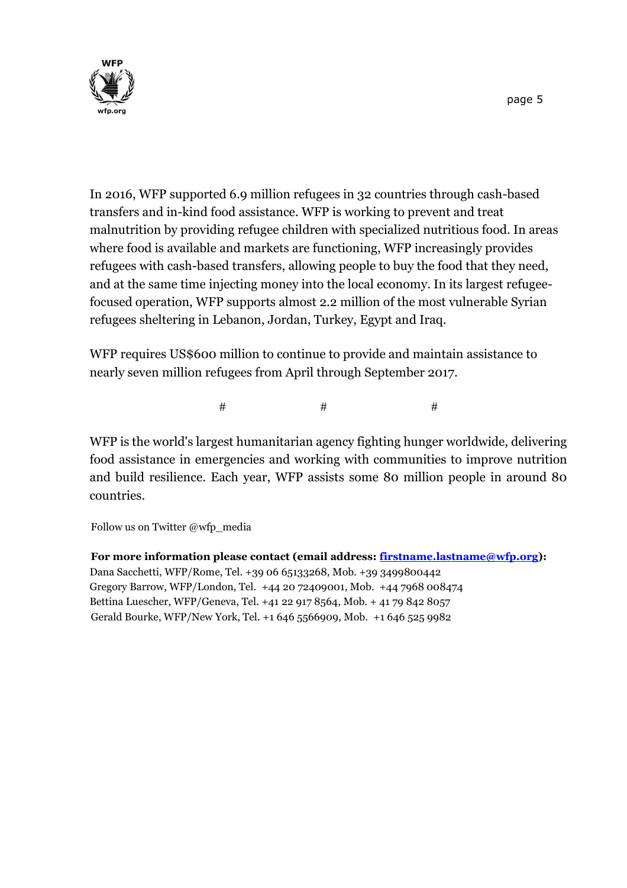In 2016, WFP supported 6.9 million refugees in 32 countries through cash-based transfers and in-kind food assistance. WFP is working to prevent and treat malnutrition by providing refugee children with specialized nutritious food. In areas where food is available and markets are functioning, WFP increasingly provides refugees with cash-based transfers, allowing people to buy the food that they need, and at the same time injecting money into the local economy. In its largest refugee-focused operation, WFP supports almost 2.2 million of the most vulnerable Syrian refugees sheltering in Lebanon, Jordan, Turkey, Egypt and Iraq.

WFP requires US$600 million to continue to provide and maintain assistance to nearly seven million refugees from April through September 2017.

\# # #

WFP is the world's largest humanitarian agency fighting hunger worldwide, delivering food assistance in emergencies and working with communities to improve nutrition and build resilience. Each year, WFP assists some 80 million people in around 80 countries.

Follow us on Twitter @wfp_media

**For more information please contact (email address: firstname.lastname@wfp.org):**
Dana Sacchetti, WFP/Rome, Tel. +39 06 65133268, Mob. +39 3499800442
Gregory Barrow, WFP/London, Tel. +44 20 72409001, Mob. +44 7968 008474
Bettina Luescher, WFP/Geneva, Tel. +41 22 917 8564, Mob. + 41 79 842 8057
Gerald Bourke, WFP/New York, Tel. +1 646 5566909, Mob. +1 646 525 9982